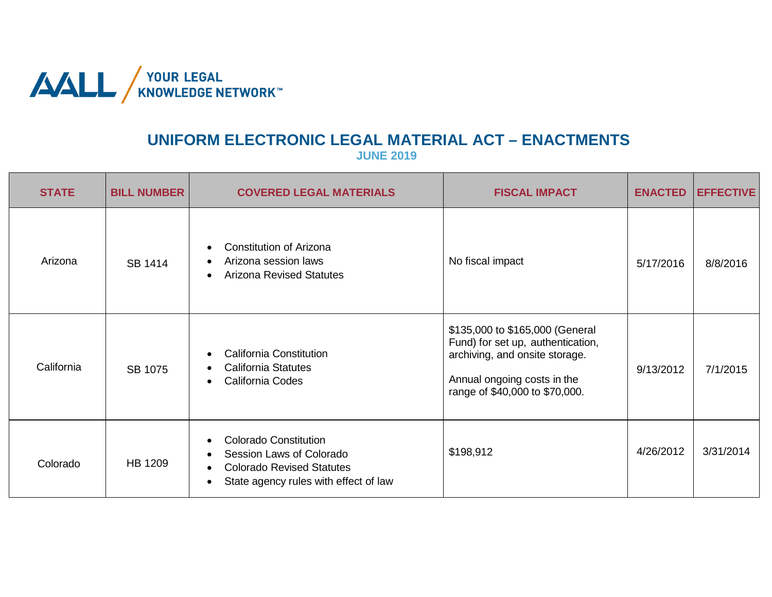AALL / YOUR LEGAL KNOWLEDGE NETWORK™

# UNIFORM ELECTRONIC LEGAL MATERIAL ACT – ENACTMENTS

**JUNE 2019**

| STATE | BILL NUMBER | COVERED LEGAL MATERIALS | FISCAL IMPACT | ENACTED | EFFECTIVE |
|---|---|---|---|---|---|
| Arizona | SB 1414 | • Constitution of Arizona<br>• Arizona session laws<br>• Arizona Revised Statutes | No fiscal impact | 5/17/2016 | 8/8/2016 |
| California | SB 1075 | • California Constitution<br>• California Statutes<br>• California Codes | $135,000 to $165,000 (General Fund) for set up, authentication, archiving, and onsite storage.<br><br>Annual ongoing costs in the range of $40,000 to $70,000. | 9/13/2012 | 7/1/2015 |
| Colorado | HB 1209 | • Colorado Constitution<br>• Session Laws of Colorado<br>• Colorado Revised Statutes<br>• State agency rules with effect of law | $198,912 | 4/26/2012 | 3/31/2014 |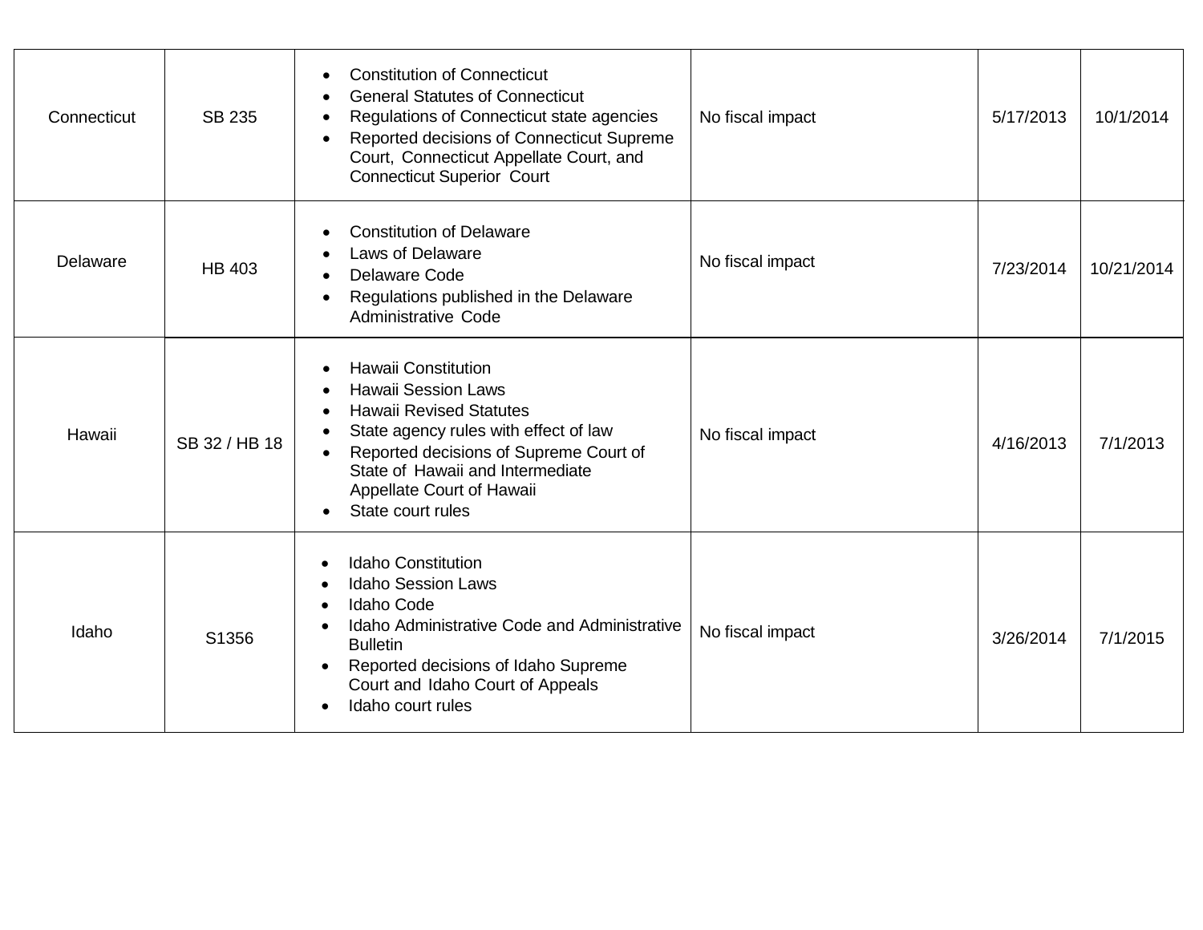| Connecticut | SB 235 | • Constitution of Connecticut<br>• General Statutes of Connecticut<br>• Regulations of Connecticut state agencies<br>• Reported decisions of Connecticut Supreme Court, Connecticut Appellate Court, and Connecticut Superior Court | No fiscal impact | 5/17/2013 | 10/1/2014 |
|---|---|---|---|---|---|
| Delaware | HB 403 | • Constitution of Delaware<br>• Laws of Delaware<br>• Delaware Code<br>• Regulations published in the Delaware Administrative Code | No fiscal impact | 7/23/2014 | 10/21/2014 |
| Hawaii | SB 32 / HB 18 | • Hawaii Constitution<br>• Hawaii Session Laws<br>• Hawaii Revised Statutes<br>• State agency rules with effect of law<br>• Reported decisions of Supreme Court of State of Hawaii and Intermediate Appellate Court of Hawaii<br>• State court rules | No fiscal impact | 4/16/2013 | 7/1/2013 |
| Idaho | S1356 | • Idaho Constitution<br>• Idaho Session Laws<br>• Idaho Code<br>• Idaho Administrative Code and Administrative Bulletin<br>• Reported decisions of Idaho Supreme Court and Idaho Court of Appeals<br>• Idaho court rules | No fiscal impact | 3/26/2014 | 7/1/2015 |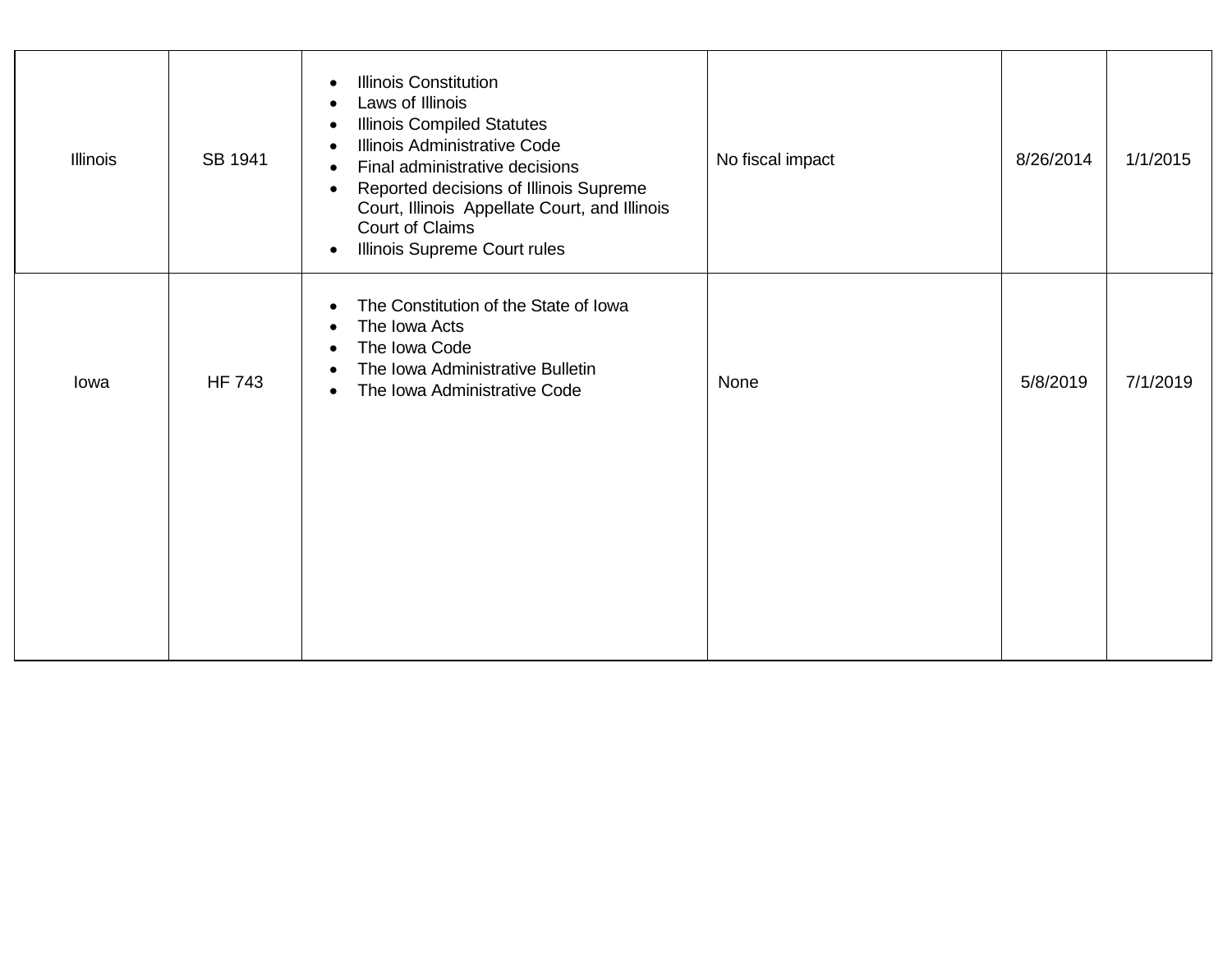| | | | | | |
|---|---|---|---|---|---|
| Illinois | SB 1941 | • Illinois Constitution<br>• Laws of Illinois<br>• Illinois Compiled Statutes<br>• Illinois Administrative Code<br>• Final administrative decisions<br>• Reported decisions of Illinois Supreme Court, Illinois Appellate Court, and Illinois Court of Claims<br>• Illinois Supreme Court rules | No fiscal impact | 8/26/2014 | 1/1/2015 |
| Iowa | HF 743 | • The Constitution of the State of Iowa<br>• The Iowa Acts<br>• The Iowa Code<br>• The Iowa Administrative Bulletin<br>• The Iowa Administrative Code | None | 5/8/2019 | 7/1/2019 |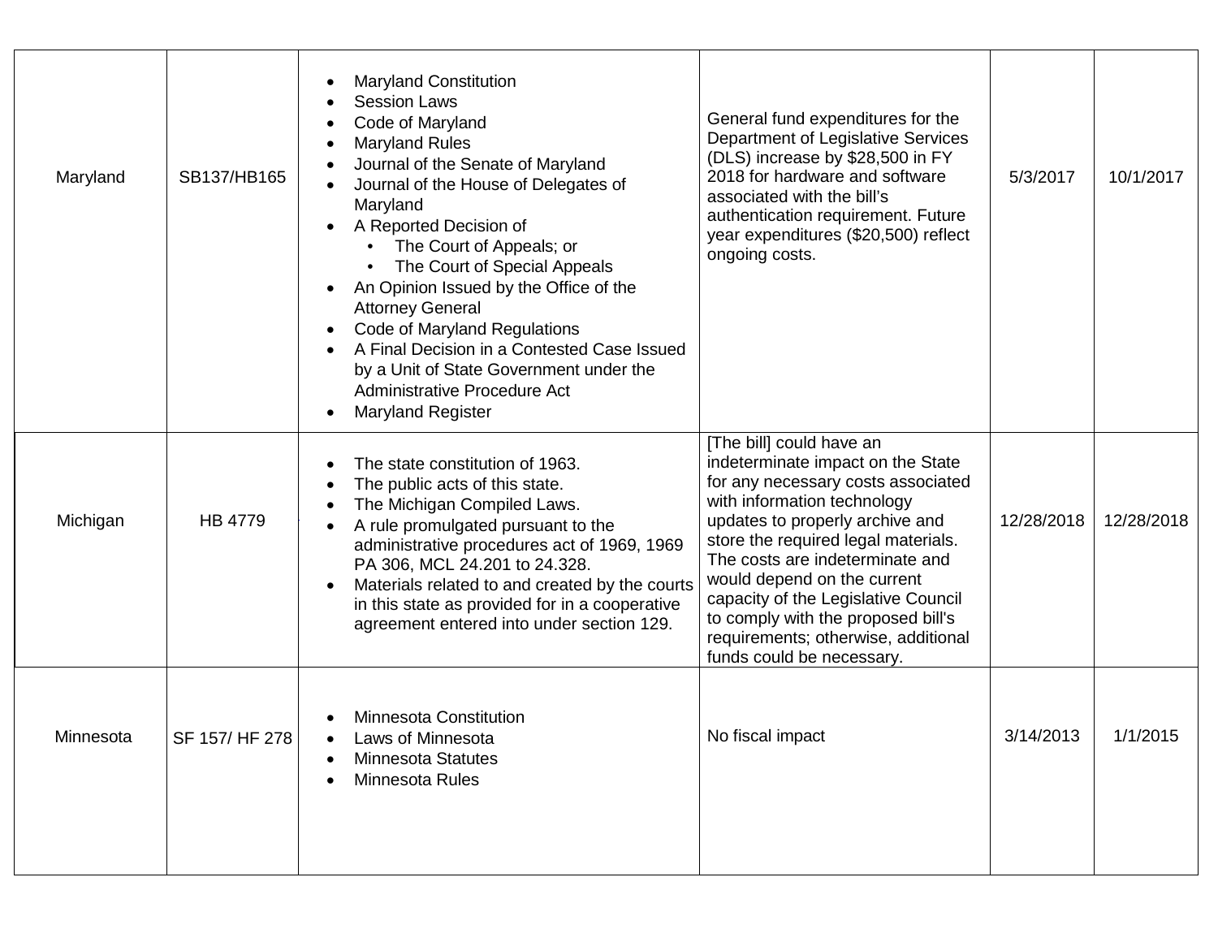| Maryland | SB137/HB165 | <ul><li>Maryland Constitution</li><li>Session Laws</li><li>Code of Maryland</li><li>Maryland Rules</li><li>Journal of the Senate of Maryland</li><li>Journal of the House of Delegates of Maryland</li><li>A Reported Decision of<ul><li>The Court of Appeals; or</li><li>The Court of Special Appeals</li></ul></li><li>An Opinion Issued by the Office of the Attorney General</li><li>Code of Maryland Regulations</li><li>A Final Decision in a Contested Case Issued by a Unit of State Government under the Administrative Procedure Act</li><li>Maryland Register</li></ul> | General fund expenditures for the Department of Legislative Services (DLS) increase by $28,500 in FY 2018 for hardware and software associated with the bill's authentication requirement. Future year expenditures ($20,500) reflect ongoing costs. | 5/3/2017 | 10/1/2017 |
|---|---|---|---|---|---|
| Michigan | HB 4779 | <ul><li>The state constitution of 1963.</li><li>The public acts of this state.</li><li>The Michigan Compiled Laws.</li><li>A rule promulgated pursuant to the administrative procedures act of 1969, 1969 PA 306, MCL 24.201 to 24.328.</li><li>Materials related to and created by the courts in this state as provided for in a cooperative agreement entered into under section 129.</li></ul> | [The bill] could have an indeterminate impact on the State for any necessary costs associated with information technology updates to properly archive and store the required legal materials. The costs are indeterminate and would depend on the current capacity of the Legislative Council to comply with the proposed bill's requirements; otherwise, additional funds could be necessary. | 12/28/2018 | 12/28/2018 |
| Minnesota | SF 157/ HF 278 | <ul><li>Minnesota Constitution</li><li>Laws of Minnesota</li><li>Minnesota Statutes</li><li>Minnesota Rules</li></ul> | No fiscal impact | 3/14/2013 | 1/1/2015 |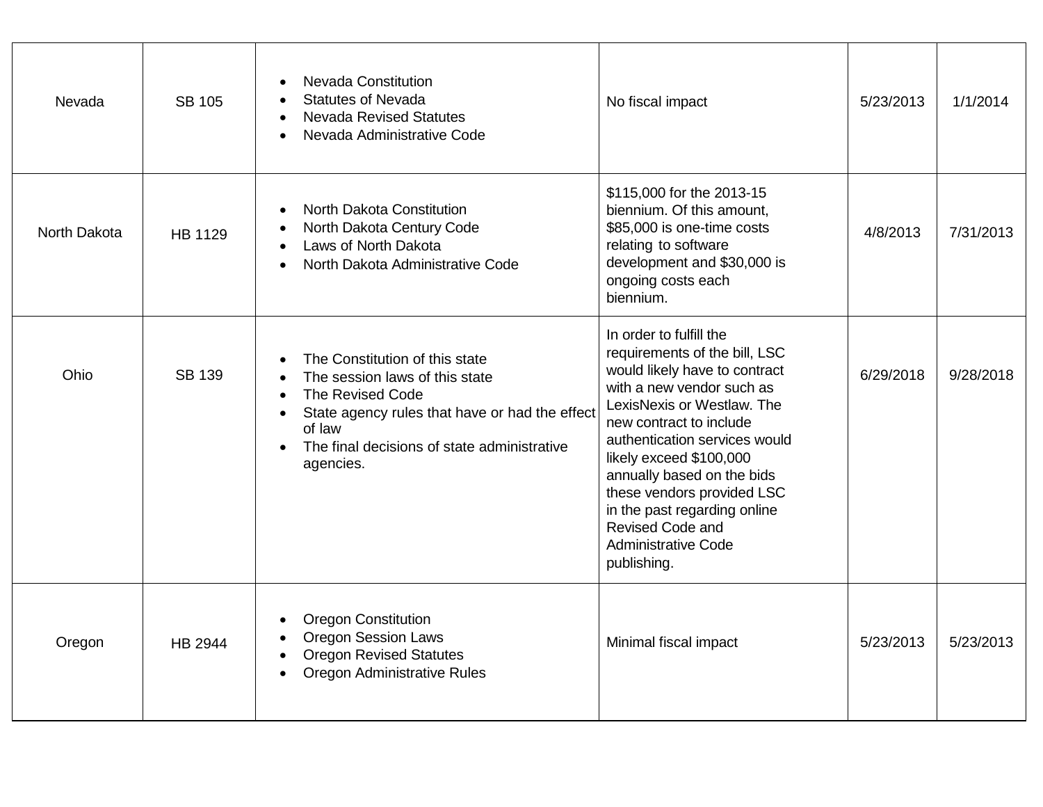| | | | | | |
|---|---|---|---|---|---|
| Nevada | SB 105 | • Nevada Constitution<br>• Statutes of Nevada<br>• Nevada Revised Statutes<br>• Nevada Administrative Code | No fiscal impact | 5/23/2013 | 1/1/2014 |
| North Dakota | HB 1129 | • North Dakota Constitution<br>• North Dakota Century Code<br>• Laws of North Dakota<br>• North Dakota Administrative Code | $115,000 for the 2013-15 biennium. Of this amount, $85,000 is one-time costs relating to software development and $30,000 is ongoing costs each biennium. | 4/8/2013 | 7/31/2013 |
| Ohio | SB 139 | • The Constitution of this state<br>• The session laws of this state<br>• The Revised Code<br>• State agency rules that have or had the effect of law<br>• The final decisions of state administrative agencies. | In order to fulfill the requirements of the bill, LSC would likely have to contract with a new vendor such as LexisNexis or Westlaw. The new contract to include authentication services would likely exceed $100,000 annually based on the bids these vendors provided LSC in the past regarding online Revised Code and Administrative Code publishing. | 6/29/2018 | 9/28/2018 |
| Oregon | HB 2944 | • Oregon Constitution<br>• Oregon Session Laws<br>• Oregon Revised Statutes<br>• Oregon Administrative Rules | Minimal fiscal impact | 5/23/2013 | 5/23/2013 |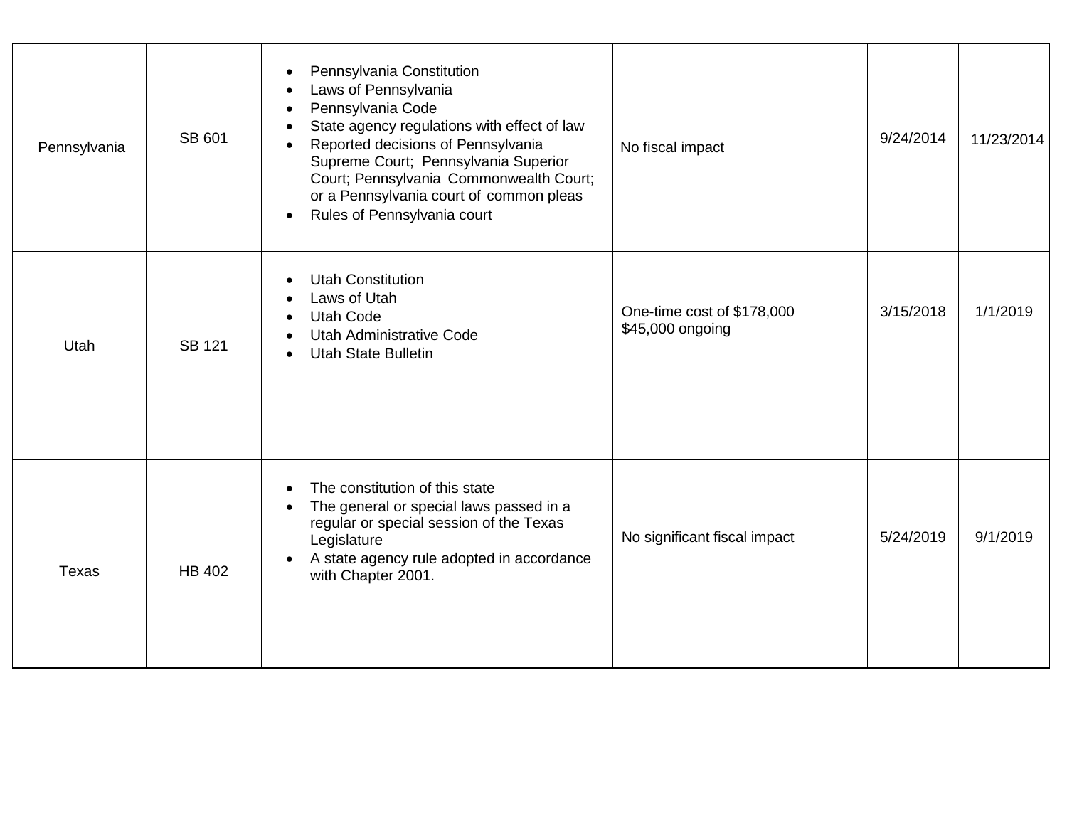| | | | | | |
|---|---|---|---|---|---|
| Pennsylvania | SB 601 | • Pennsylvania Constitution<br>• Laws of Pennsylvania<br>• Pennsylvania Code<br>• State agency regulations with effect of law<br>• Reported decisions of Pennsylvania Supreme Court; Pennsylvania Superior Court; Pennsylvania Commonwealth Court; or a Pennsylvania court of common pleas<br>• Rules of Pennsylvania court | No fiscal impact | 9/24/2014 | 11/23/2014 |
| Utah | SB 121 | • Utah Constitution<br>• Laws of Utah<br>• Utah Code<br>• Utah Administrative Code<br>• Utah State Bulletin | One-time cost of $178,000<br>$45,000 ongoing | 3/15/2018 | 1/1/2019 |
| Texas | HB 402 | • The constitution of this state<br>• The general or special laws passed in a regular or special session of the Texas Legislature<br>• A state agency rule adopted in accordance with Chapter 2001. | No significant fiscal impact | 5/24/2019 | 9/1/2019 |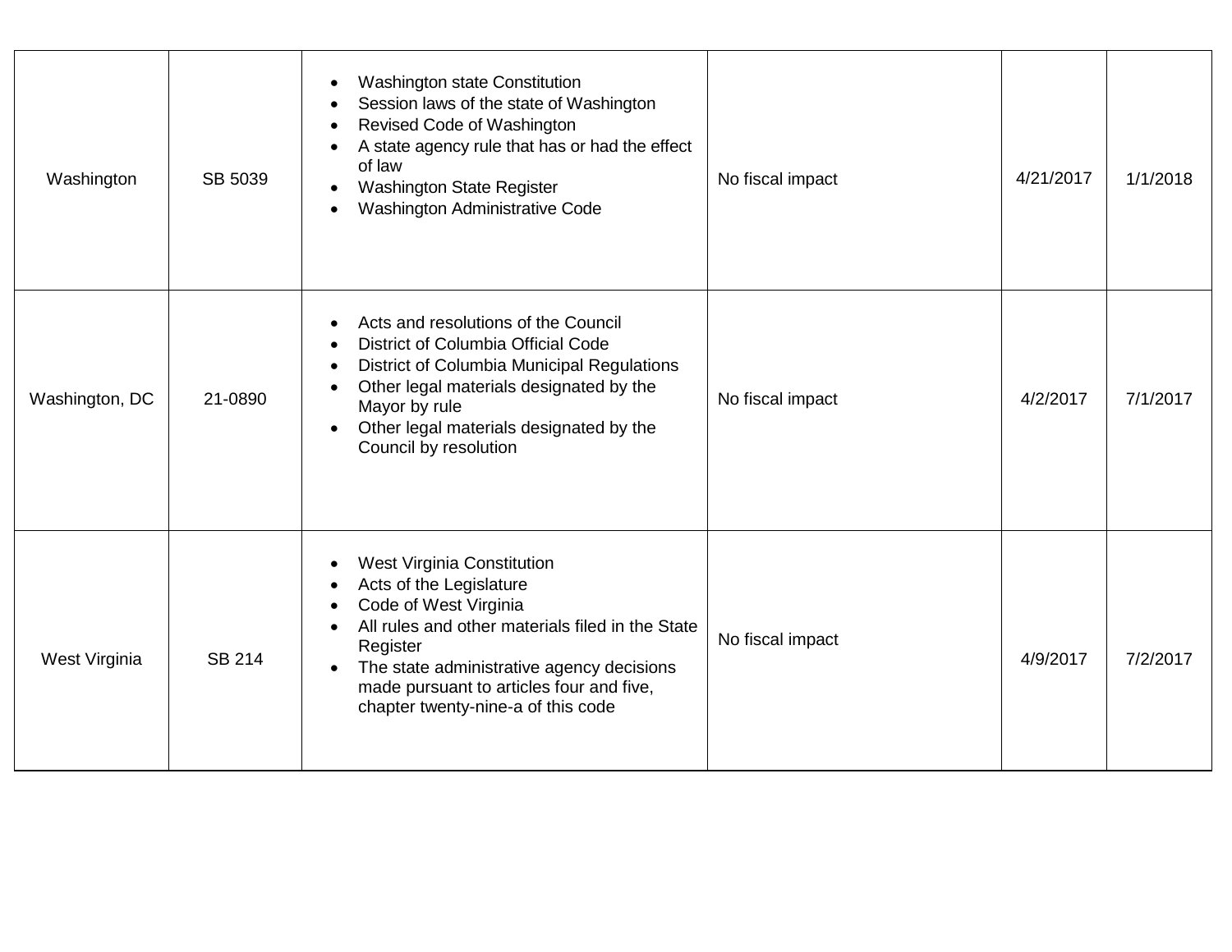| | | | | | |
|---|---|---|---|---|---|
| Washington | SB 5039 | • Washington state Constitution<br>• Session laws of the state of Washington<br>• Revised Code of Washington<br>• A state agency rule that has or had the effect of law<br>• Washington State Register<br>• Washington Administrative Code | No fiscal impact | 4/21/2017 | 1/1/2018 |
| Washington, DC | 21-0890 | • Acts and resolutions of the Council<br>• District of Columbia Official Code<br>• District of Columbia Municipal Regulations<br>• Other legal materials designated by the Mayor by rule<br>• Other legal materials designated by the Council by resolution | No fiscal impact | 4/2/2017 | 7/1/2017 |
| West Virginia | SB 214 | • West Virginia Constitution<br>• Acts of the Legislature<br>• Code of West Virginia<br>• All rules and other materials filed in the State Register<br>• The state administrative agency decisions made pursuant to articles four and five, chapter twenty-nine-a of this code | No fiscal impact | 4/9/2017 | 7/2/2017 |